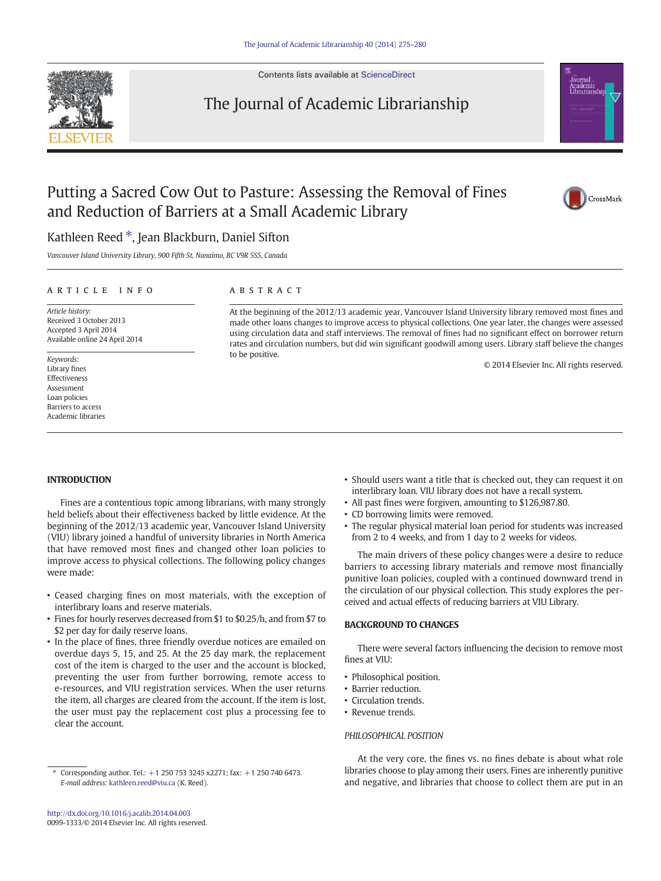# Putting a Sacred Cow Out to Pasture: Assessing the Removal of Fines and Reduction of Barriers at a Small Academic Library

Kathleen Reed *, Jean Blackburn, Daniel Sifton

*Vancouver Island University Library, 900 Fifth St, Nanaimo, BC V9R 5S5, Canada*

## ARTICLE INFO

*Article history:*
Received 3 October 2013
Accepted 3 April 2014
Available online 24 April 2014

*Keywords:*
Library fines
Effectiveness
Assessment
Loan policies
Barriers to access
Academic libraries

## ABSTRACT

At the beginning of the 2012/13 academic year, Vancouver Island University library removed most fines and made other loans changes to improve access to physical collections. One year later, the changes were assessed using circulation data and staff interviews. The removal of fines had no significant effect on borrower return rates and circulation numbers, but did win significant goodwill among users. Library staff believe the changes to be positive.

© 2014 Elsevier Inc. All rights reserved.

## INTRODUCTION

Fines are a contentious topic among librarians, with many strongly held beliefs about their effectiveness backed by little evidence. At the beginning of the 2012/13 academic year, Vancouver Island University (VIU) library joined a handful of university libraries in North America that have removed most fines and changed other loan policies to improve access to physical collections. The following policy changes were made:

- Ceased charging fines on most materials, with the exception of interlibrary loans and reserve materials.
- Fines for hourly reserves decreased from $1 to $0.25/h, and from $7 to $2 per day for daily reserve loans.
- In the place of fines, three friendly overdue notices are emailed on overdue days 5, 15, and 25. At the 25 day mark, the replacement cost of the item is charged to the user and the account is blocked, preventing the user from further borrowing, remote access to e-resources, and VIU registration services. When the user returns the item, all charges are cleared from the account. If the item is lost, the user must pay the replacement cost plus a processing fee to clear the account.
- Should users want a title that is checked out, they can request it on interlibrary loan. VIU library does not have a recall system.
- All past fines were forgiven, amounting to $126,987.80.
- CD borrowing limits were removed.
- The regular physical material loan period for students was increased from 2 to 4 weeks, and from 1 day to 2 weeks for videos.

The main drivers of these policy changes were a desire to reduce barriers to accessing library materials and remove most financially punitive loan policies, coupled with a continued downward trend in the circulation of our physical collection. This study explores the perceived and actual effects of reducing barriers at VIU Library.

## BACKGROUND TO CHANGES

There were several factors influencing the decision to remove most fines at VIU:

- Philosophical position.
- Barrier reduction.
- Circulation trends.
- Revenue trends.

### PHILOSOPHICAL POSITION

At the very core, the fines vs. no fines debate is about what role libraries choose to play among their users. Fines are inherently punitive and negative, and libraries that choose to collect them are put in an

* Corresponding author. Tel.: +1 250 753 3245 x2271; fax: +1 250 740 6473.
*E-mail address:* kathleen.reed@viu.ca (K. Reed).

http://dx.doi.org/10.1016/j.acalib.2014.04.003
0099-1333/© 2014 Elsevier Inc. All rights reserved.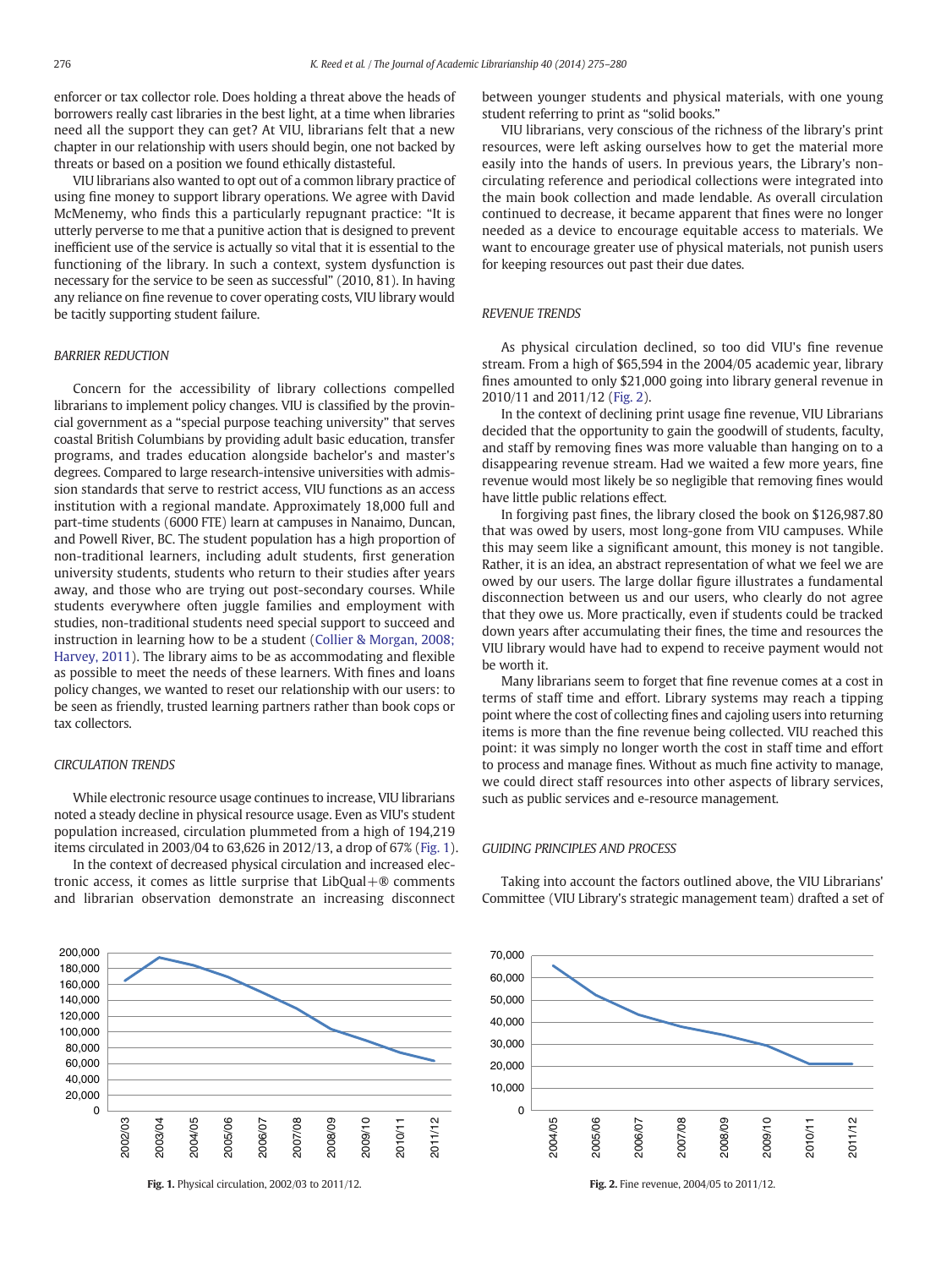enforcer or tax collector role. Does holding a threat above the heads of borrowers really cast libraries in the best light, at a time when libraries need all the support they can get? At VIU, librarians felt that a new chapter in our relationship with users should begin, one not backed by threats or based on a position we found ethically distasteful.

VIU librarians also wanted to opt out of a common library practice of using fine money to support library operations. We agree with David McMenemy, who finds this a particularly repugnant practice: "It is utterly perverse to me that a punitive action that is designed to prevent inefficient use of the service is actually so vital that it is essential to the functioning of the library. In such a context, system dysfunction is necessary for the service to be seen as successful" (2010, 81). In having any reliance on fine revenue to cover operating costs, VIU library would be tacitly supporting student failure.

### *BARRIER REDUCTION*

Concern for the accessibility of library collections compelled librarians to implement policy changes. VIU is classified by the provincial government as a "special purpose teaching university" that serves coastal British Columbians by providing adult basic education, transfer programs, and trades education alongside bachelor's and master's degrees. Compared to large research-intensive universities with admission standards that serve to restrict access, VIU functions as an access institution with a regional mandate. Approximately 18,000 full and part-time students (6000 FTE) learn at campuses in Nanaimo, Duncan, and Powell River, BC. The student population has a high proportion of non-traditional learners, including adult students, first generation university students, students who return to their studies after years away, and those who are trying out post-secondary courses. While students everywhere often juggle families and employment with studies, non-traditional students need special support to succeed and instruction in learning how to be a student (Collier & Morgan, 2008; Harvey, 2011). The library aims to be as accommodating and flexible as possible to meet the needs of these learners. With fines and loans policy changes, we wanted to reset our relationship with our users: to be seen as friendly, trusted learning partners rather than book cops or tax collectors.

### *CIRCULATION TRENDS*

While electronic resource usage continues to increase, VIU librarians noted a steady decline in physical resource usage. Even as VIU's student population increased, circulation plummeted from a high of 194,219 items circulated in 2003/04 to 63,626 in 2012/13, a drop of 67% (Fig. 1).

In the context of decreased physical circulation and increased electronic access, it comes as little surprise that LibQual+® comments and librarian observation demonstrate an increasing disconnect between younger students and physical materials, with one young student referring to print as "solid books."

VIU librarians, very conscious of the richness of the library's print resources, were left asking ourselves how to get the material more easily into the hands of users. In previous years, the Library's non-circulating reference and periodical collections were integrated into the main book collection and made lendable. As overall circulation continued to decrease, it became apparent that fines were no longer needed as a device to encourage equitable access to materials. We want to encourage greater use of physical materials, not punish users for keeping resources out past their due dates.

### *REVENUE TRENDS*

As physical circulation declined, so too did VIU's fine revenue stream. From a high of $65,594 in the 2004/05 academic year, library fines amounted to only $21,000 going into library general revenue in 2010/11 and 2011/12 (Fig. 2).

In the context of declining print usage fine revenue, VIU Librarians decided that the opportunity to gain the goodwill of students, faculty, and staff by removing fines was more valuable than hanging on to a disappearing revenue stream. Had we waited a few more years, fine revenue would most likely be so negligible that removing fines would have little public relations effect.

In forgiving past fines, the library closed the book on $126,987.80 that was owed by users, most long-gone from VIU campuses. While this may seem like a significant amount, this money is not tangible. Rather, it is an idea, an abstract representation of what we feel we are owed by our users. The large dollar figure illustrates a fundamental disconnection between us and our users, who clearly do not agree that they owe us. More practically, even if students could be tracked down years after accumulating their fines, the time and resources the VIU library would have had to expend to receive payment would not be worth it.

Many librarians seem to forget that fine revenue comes at a cost in terms of staff time and effort. Library systems may reach a tipping point where the cost of collecting fines and cajoling users into returning items is more than the fine revenue being collected. VIU reached this point: it was simply no longer worth the cost in staff time and effort to process and manage fines. Without as much fine activity to manage, we could direct staff resources into other aspects of library services, such as public services and e-resource management.

### *GUIDING PRINCIPLES AND PROCESS*

Taking into account the factors outlined above, the VIU Librarians' Committee (VIU Library's strategic management team) drafted a set of

200,000
180,000
160,000
140,000
120,000
100,000
80,000
60,000
40,000
20,000
0
2002/03 2003/04 2004/05 2005/06 2006/07 2007/08 2008/09 2009/10 2010/11 2011/12

**Fig. 1.** Physical circulation, 2002/03 to 2011/12.

70,000
60,000
50,000
40,000
30,000
20,000
10,000
0
2004/05 2005/06 2006/07 2007/08 2008/09 2009/10 2010/11 2011/12

**Fig. 2.** Fine revenue, 2004/05 to 2011/12.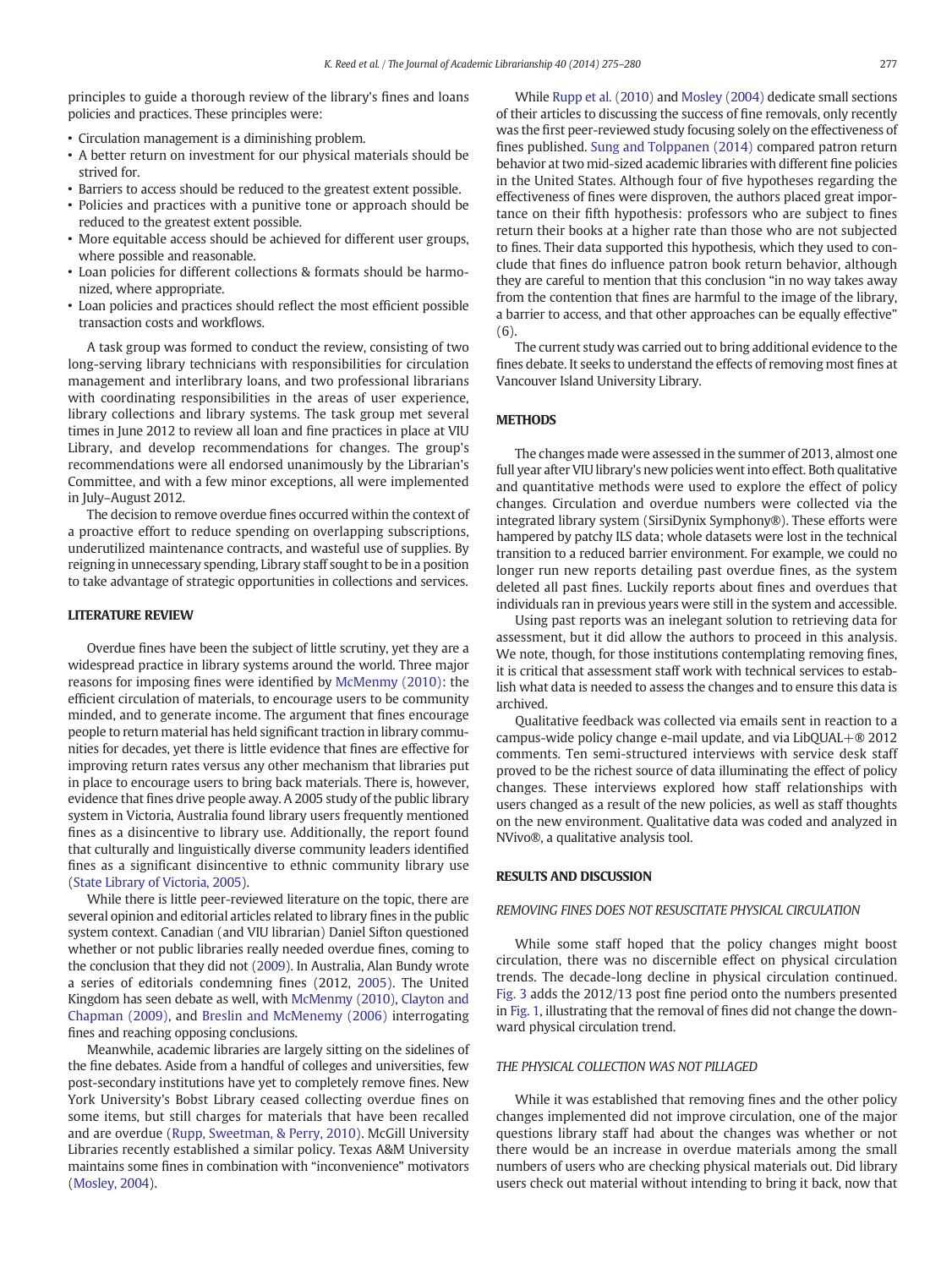principles to guide a thorough review of the library's fines and loans policies and practices. These principles were:

- Circulation management is a diminishing problem.
- A better return on investment for our physical materials should be strived for.
- Barriers to access should be reduced to the greatest extent possible.
- Policies and practices with a punitive tone or approach should be reduced to the greatest extent possible.
- More equitable access should be achieved for different user groups, where possible and reasonable.
- Loan policies for different collections & formats should be harmonized, where appropriate.
- Loan policies and practices should reflect the most efficient possible transaction costs and workflows.

A task group was formed to conduct the review, consisting of two long-serving library technicians with responsibilities for circulation management and interlibrary loans, and two professional librarians with coordinating responsibilities in the areas of user experience, library collections and library systems. The task group met several times in June 2012 to review all loan and fine practices in place at VIU Library, and develop recommendations for changes. The group's recommendations were all endorsed unanimously by the Librarian's Committee, and with a few minor exceptions, all were implemented in July–August 2012.

The decision to remove overdue fines occurred within the context of a proactive effort to reduce spending on overlapping subscriptions, underutilized maintenance contracts, and wasteful use of supplies. By reigning in unnecessary spending, Library staff sought to be in a position to take advantage of strategic opportunities in collections and services.

## LITERATURE REVIEW

Overdue fines have been the subject of little scrutiny, yet they are a widespread practice in library systems around the world. Three major reasons for imposing fines were identified by McMenmy (2010): the efficient circulation of materials, to encourage users to be community minded, and to generate income. The argument that fines encourage people to return material has held significant traction in library communities for decades, yet there is little evidence that fines are effective for improving return rates versus any other mechanism that libraries put in place to encourage users to bring back materials. There is, however, evidence that fines drive people away. A 2005 study of the public library system in Victoria, Australia found library users frequently mentioned fines as a disincentive to library use. Additionally, the report found that culturally and linguistically diverse community leaders identified fines as a significant disincentive to ethnic community library use (State Library of Victoria, 2005).

While there is little peer-reviewed literature on the topic, there are several opinion and editorial articles related to library fines in the public system context. Canadian (and VIU librarian) Daniel Sifton questioned whether or not public libraries really needed overdue fines, coming to the conclusion that they did not (2009). In Australia, Alan Bundy wrote a series of editorials condemning fines (2012, 2005). The United Kingdom has seen debate as well, with McMenmy (2010), Clayton and Chapman (2009), and Breslin and McMenemy (2006) interrogating fines and reaching opposing conclusions.

Meanwhile, academic libraries are largely sitting on the sidelines of the fine debates. Aside from a handful of colleges and universities, few post-secondary institutions have yet to completely remove fines. New York University's Bobst Library ceased collecting overdue fines on some items, but still charges for materials that have been recalled and are overdue (Rupp, Sweetman, & Perry, 2010). McGill University Libraries recently established a similar policy. Texas A&M University maintains some fines in combination with "inconvenience" motivators (Mosley, 2004).

While Rupp et al. (2010) and Mosley (2004) dedicate small sections of their articles to discussing the success of fine removals, only recently was the first peer-reviewed study focusing solely on the effectiveness of fines published. Sung and Tolppanen (2014) compared patron return behavior at two mid-sized academic libraries with different fine policies in the United States. Although four of five hypotheses regarding the effectiveness of fines were disproven, the authors placed great importance on their fifth hypothesis: professors who are subject to fines return their books at a higher rate than those who are not subjected to fines. Their data supported this hypothesis, which they used to conclude that fines do influence patron book return behavior, although they are careful to mention that this conclusion "in no way takes away from the contention that fines are harmful to the image of the library, a barrier to access, and that other approaches can be equally effective" (6).

The current study was carried out to bring additional evidence to the fines debate. It seeks to understand the effects of removing most fines at Vancouver Island University Library.

## METHODS

The changes made were assessed in the summer of 2013, almost one full year after VIU library's new policies went into effect. Both qualitative and quantitative methods were used to explore the effect of policy changes. Circulation and overdue numbers were collected via the integrated library system (SirsiDynix Symphony®). These efforts were hampered by patchy ILS data; whole datasets were lost in the technical transition to a reduced barrier environment. For example, we could no longer run new reports detailing past overdue fines, as the system deleted all past fines. Luckily reports about fines and overdues that individuals ran in previous years were still in the system and accessible.

Using past reports was an inelegant solution to retrieving data for assessment, but it did allow the authors to proceed in this analysis. We note, though, for those institutions contemplating removing fines, it is critical that assessment staff work with technical services to establish what data is needed to assess the changes and to ensure this data is archived.

Qualitative feedback was collected via emails sent in reaction to a campus-wide policy change e-mail update, and via LibQUAL+® 2012 comments. Ten semi-structured interviews with service desk staff proved to be the richest source of data illuminating the effect of policy changes. These interviews explored how staff relationships with users changed as a result of the new policies, as well as staff thoughts on the new environment. Qualitative data was coded and analyzed in NVivo®, a qualitative analysis tool.

## RESULTS AND DISCUSSION

### *REMOVING FINES DOES NOT RESUSCITATE PHYSICAL CIRCULATION*

While some staff hoped that the policy changes might boost circulation, there was no discernible effect on physical circulation trends. The decade-long decline in physical circulation continued. Fig. 3 adds the 2012/13 post fine period onto the numbers presented in Fig. 1, illustrating that the removal of fines did not change the downward physical circulation trend.

### *THE PHYSICAL COLLECTION WAS NOT PILLAGED*

While it was established that removing fines and the other policy changes implemented did not improve circulation, one of the major questions library staff had about the changes was whether or not there would be an increase in overdue materials among the small numbers of users who are checking physical materials out. Did library users check out material without intending to bring it back, now that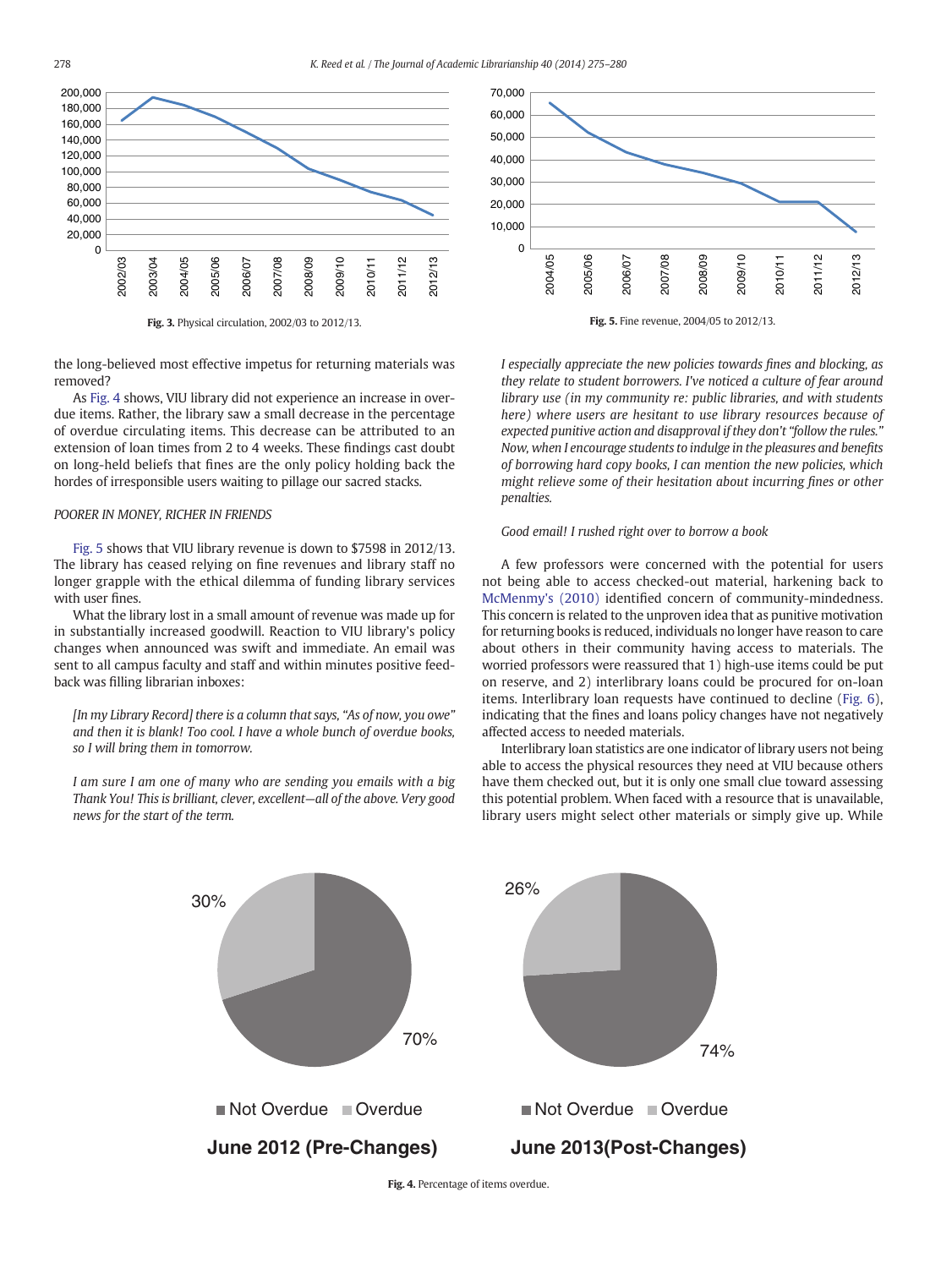Fig. 3. Physical circulation, 2002/03 to 2012/13.

Fig. 5. Fine revenue, 2004/05 to 2012/13.

the long-believed most effective impetus for returning materials was removed?

As Fig. 4 shows, VIU library did not experience an increase in overdue items. Rather, the library saw a small decrease in the percentage of overdue circulating items. This decrease can be attributed to an extension of loan times from 2 to 4 weeks. These findings cast doubt on long-held beliefs that fines are the only policy holding back the hordes of irresponsible users waiting to pillage our sacred stacks.

## POORER IN MONEY, RICHER IN FRIENDS

Fig. 5 shows that VIU library revenue is down to $7598 in 2012/13. The library has ceased relying on fine revenues and library staff no longer grapple with the ethical dilemma of funding library services with user fines.

What the library lost in a small amount of revenue was made up for in substantially increased goodwill. Reaction to VIU library's policy changes when announced was swift and immediate. An email was sent to all campus faculty and staff and within minutes positive feedback was filling librarian inboxes:

*[In my Library Record] there is a column that says, "As of now, you owe" and then it is blank! Too cool. I have a whole bunch of overdue books, so I will bring them in tomorrow.*

*I am sure I am one of many who are sending you emails with a big Thank You! This is brilliant, clever, excellent—all of the above. Very good news for the start of the term.*

*I especially appreciate the new policies towards fines and blocking, as they relate to student borrowers. I've noticed a culture of fear around library use (in my community re: public libraries, and with students here) where users are hesitant to use library resources because of expected punitive action and disapproval if they don't "follow the rules." Now, when I encourage students to indulge in the pleasures and benefits of borrowing hard copy books, I can mention the new policies, which might relieve some of their hesitation about incurring fines or other penalties.*

*Good email! I rushed right over to borrow a book*

A few professors were concerned with the potential for users not being able to access checked-out material, harkening back to McMenmy's (2010) identified concern of community-mindedness. This concern is related to the unproven idea that as punitive motivation for returning books is reduced, individuals no longer have reason to care about others in their community having access to materials. The worried professors were reassured that 1) high-use items could be put on reserve, and 2) interlibrary loans could be procured for on-loan items. Interlibrary loan requests have continued to decline (Fig. 6), indicating that the fines and loans policy changes have not negatively affected access to needed materials.

Interlibrary loan statistics are one indicator of library users not being able to access the physical resources they need at VIU because others have them checked out, but it is only one small clue toward assessing this potential problem. When faced with a resource that is unavailable, library users might select other materials or simply give up. While

Fig. 4. Percentage of items overdue.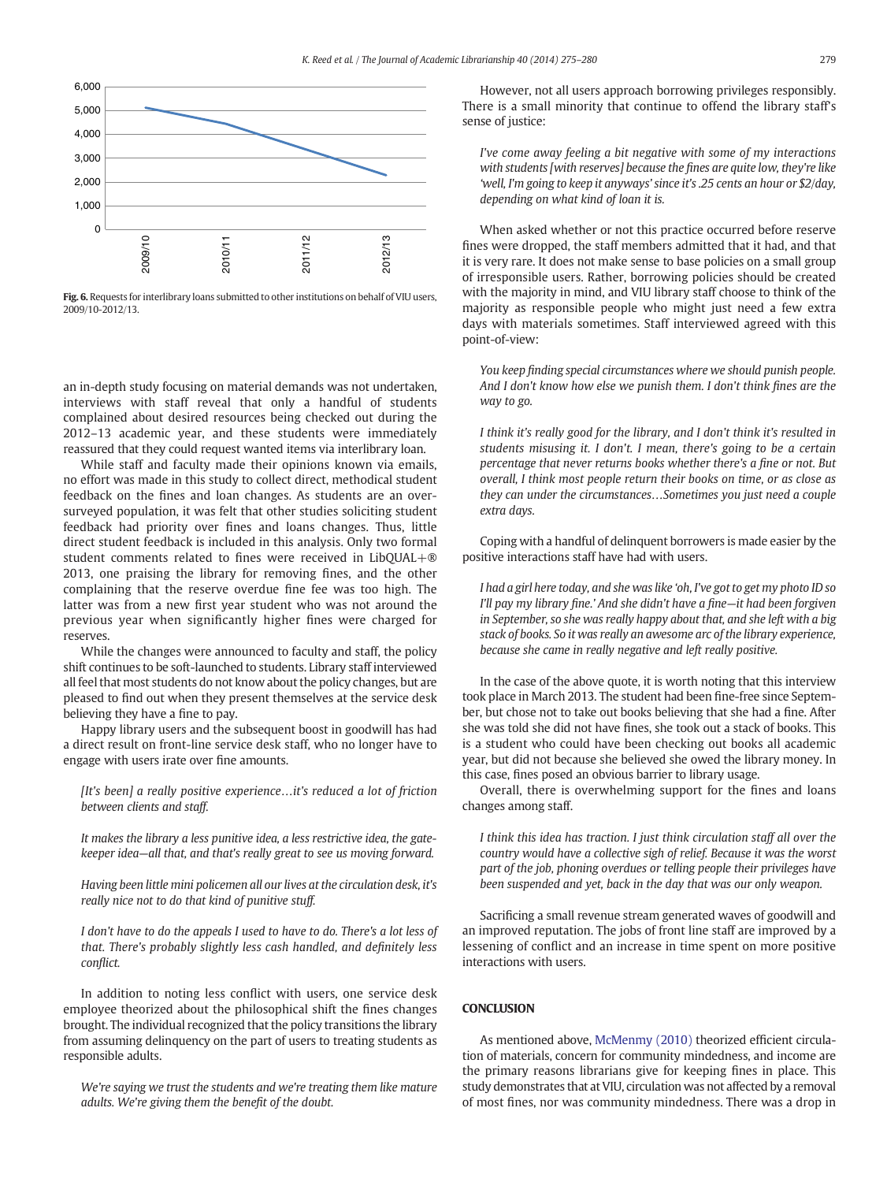6,000
5,000
4,000
3,000
2,000
1,000
0
2009/10
2010/11
2011/12
2012/13

**Fig. 6.** Requests for interlibrary loans submitted to other institutions on behalf of VIU users, 2009/10-2012/13.

an in-depth study focusing on material demands was not undertaken, interviews with staff reveal that only a handful of students complained about desired resources being checked out during the 2012–13 academic year, and these students were immediately reassured that they could request wanted items via interlibrary loan.

While staff and faculty made their opinions known via emails, no effort was made in this study to collect direct, methodical student feedback on the fines and loan changes. As students are an over-surveyed population, it was felt that other studies soliciting student feedback had priority over fines and loans changes. Thus, little direct student feedback is included in this analysis. Only two formal student comments related to fines were received in LibQUAL+® 2013, one praising the library for removing fines, and the other complaining that the reserve overdue fine fee was too high. The latter was from a new first year student who was not around the previous year when significantly higher fines were charged for reserves.

While the changes were announced to faculty and staff, the policy shift continues to be soft-launched to students. Library staff interviewed all feel that most students do not know about the policy changes, but are pleased to find out when they present themselves at the service desk believing they have a fine to pay.

Happy library users and the subsequent boost in goodwill has had a direct result on front-line service desk staff, who no longer have to engage with users irate over fine amounts.

> *[It's been] a really positive experience…it's reduced a lot of friction between clients and staff.*

> *It makes the library a less punitive idea, a less restrictive idea, the gatekeeper idea—all that, and that's really great to see us moving forward.*

> *Having been little mini policemen all our lives at the circulation desk, it's really nice not to do that kind of punitive stuff.*

> *I don't have to do the appeals I used to have to do. There's a lot less of that. There's probably slightly less cash handled, and definitely less conflict.*

In addition to noting less conflict with users, one service desk employee theorized about the philosophical shift the fines changes brought. The individual recognized that the policy transitions the library from assuming delinquency on the part of users to treating students as responsible adults.

> *We're saying we trust the students and we're treating them like mature adults. We're giving them the benefit of the doubt.*

However, not all users approach borrowing privileges responsibly. There is a small minority that continue to offend the library staff's sense of justice:

> *I've come away feeling a bit negative with some of my interactions with students [with reserves] because the fines are quite low, they're like 'well, I'm going to keep it anyways' since it's .25 cents an hour or $2/day, depending on what kind of loan it is.*

When asked whether or not this practice occurred before reserve fines were dropped, the staff members admitted that it had, and that it is very rare. It does not make sense to base policies on a small group of irresponsible users. Rather, borrowing policies should be created with the majority in mind, and VIU library staff choose to think of the majority as responsible people who might just need a few extra days with materials sometimes. Staff interviewed agreed with this point-of-view:

> *You keep finding special circumstances where we should punish people. And I don't know how else we punish them. I don't think fines are the way to go.*

> *I think it's really good for the library, and I don't think it's resulted in students misusing it. I don't. I mean, there's going to be a certain percentage that never returns books whether there's a fine or not. But overall, I think most people return their books on time, or as close as they can under the circumstances…Sometimes you just need a couple extra days.*

Coping with a handful of delinquent borrowers is made easier by the positive interactions staff have had with users.

> *I had a girl here today, and she was like 'oh, I've got to get my photo ID so I'll pay my library fine.' And she didn't have a fine—it had been forgiven in September, so she was really happy about that, and she left with a big stack of books. So it was really an awesome arc of the library experience, because she came in really negative and left really positive.*

In the case of the above quote, it is worth noting that this interview took place in March 2013. The student had been fine-free since September, but chose not to take out books believing that she had a fine. After she was told she did not have fines, she took out a stack of books. This is a student who could have been checking out books all academic year, but did not because she believed she owed the library money. In this case, fines posed an obvious barrier to library usage.

Overall, there is overwhelming support for the fines and loans changes among staff.

> *I think this idea has traction. I just think circulation staff all over the country would have a collective sigh of relief. Because it was the worst part of the job, phoning overdues or telling people their privileges have been suspended and yet, back in the day that was our only weapon.*

Sacrificing a small revenue stream generated waves of goodwill and an improved reputation. The jobs of front line staff are improved by a lessening of conflict and an increase in time spent on more positive interactions with users.

## CONCLUSION

As mentioned above, McMenmy (2010) theorized efficient circulation of materials, concern for community mindedness, and income are the primary reasons librarians give for keeping fines in place. This study demonstrates that at VIU, circulation was not affected by a removal of most fines, nor was community mindedness. There was a drop in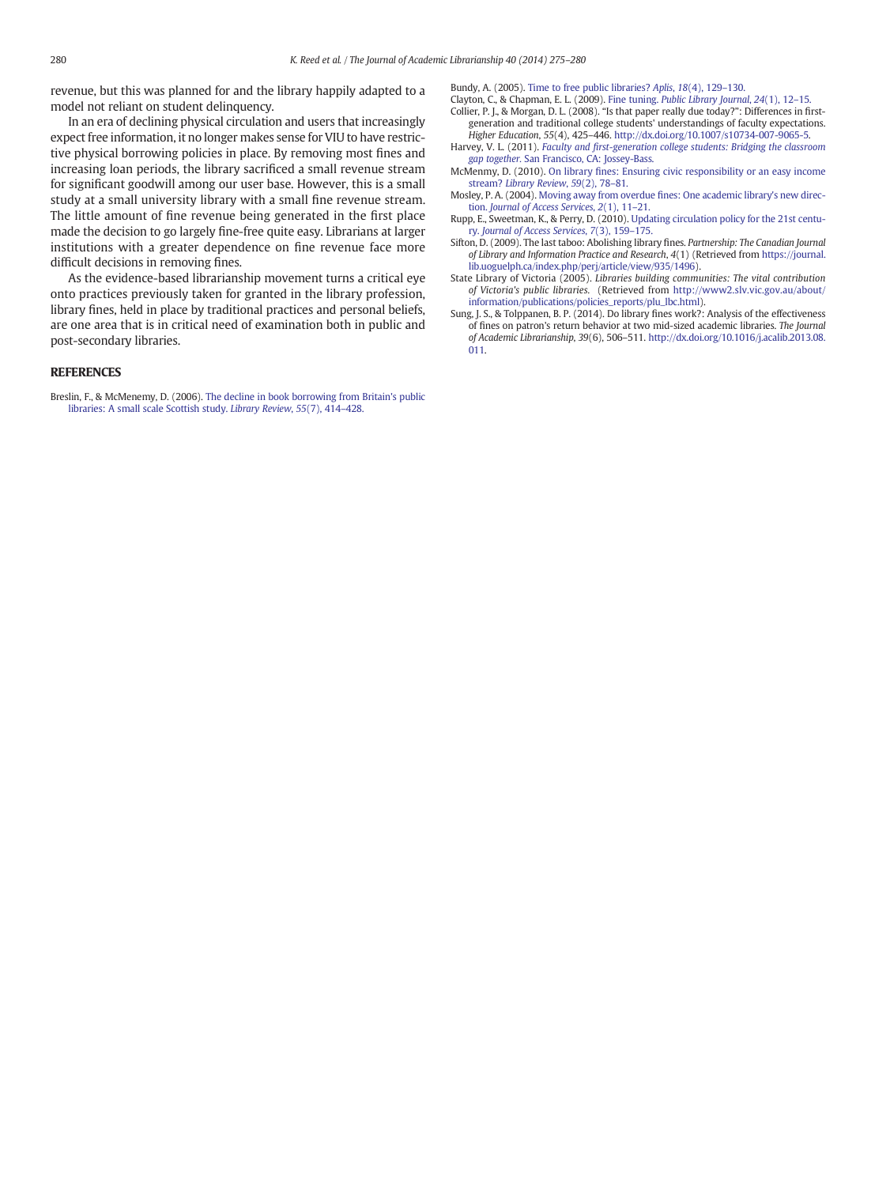revenue, but this was planned for and the library happily adapted to a model not reliant on student delinquency.

In an era of declining physical circulation and users that increasingly expect free information, it no longer makes sense for VIU to have restrictive physical borrowing policies in place. By removing most fines and increasing loan periods, the library sacrificed a small revenue stream for significant goodwill among our user base. However, this is a small study at a small university library with a small fine revenue stream. The little amount of fine revenue being generated in the first place made the decision to go largely fine-free quite easy. Librarians at larger institutions with a greater dependence on fine revenue face more difficult decisions in removing fines.

As the evidence-based librarianship movement turns a critical eye onto practices previously taken for granted in the library profession, library fines, held in place by traditional practices and personal beliefs, are one area that is in critical need of examination both in public and post-secondary libraries.

## REFERENCES

Breslin, F., & McMenemy, D. (2006). The decline in book borrowing from Britain's public libraries: A small scale Scottish study. *Library Review*, *55*(7), 414–428.

Bundy, A. (2005). Time to free public libraries? *Aplis*, *18*(4), 129–130.

Clayton, C., & Chapman, E. L. (2009). Fine tuning. *Public Library Journal*, *24*(1), 12–15.

Collier, P. J., & Morgan, D. L. (2008). "Is that paper really due today?": Differences in first-generation and traditional college students' understandings of faculty expectations. *Higher Education*, *55*(4), 425–446. http://dx.doi.org/10.1007/s10734-007-9065-5.

Harvey, V. L. (2011). *Faculty and first-generation college students: Bridging the classroom gap together*. San Francisco, CA: Jossey-Bass.

McMenmy, D. (2010). On library fines: Ensuring civic responsibility or an easy income stream? *Library Review*, *59*(2), 78–81.

Mosley, P. A. (2004). Moving away from overdue fines: One academic library's new direction. *Journal of Access Services*, *2*(1), 11–21.

Rupp, E., Sweetman, K., & Perry, D. (2010). Updating circulation policy for the 21st century. *Journal of Access Services*, *7*(3), 159–175.

Sifton, D. (2009). The last taboo: Abolishing library fines. *Partnership: The Canadian Journal of Library and Information Practice and Research*, *4*(1) (Retrieved from https://journal.lib.uoguelph.ca/index.php/perj/article/view/935/1496).

State Library of Victoria (2005). *Libraries building communities: The vital contribution of Victoria's public libraries.* (Retrieved from http://www2.slv.vic.gov.au/about/information/publications/policies_reports/plu_lbc.html).

Sung, J. S., & Tolppanen, B. P. (2014). Do library fines work?: Analysis of the effectiveness of fines on patron's return behavior at two mid-sized academic libraries. *The Journal of Academic Librarianship*, *39*(6), 506–511. http://dx.doi.org/10.1016/j.acalib.2013.08.011.